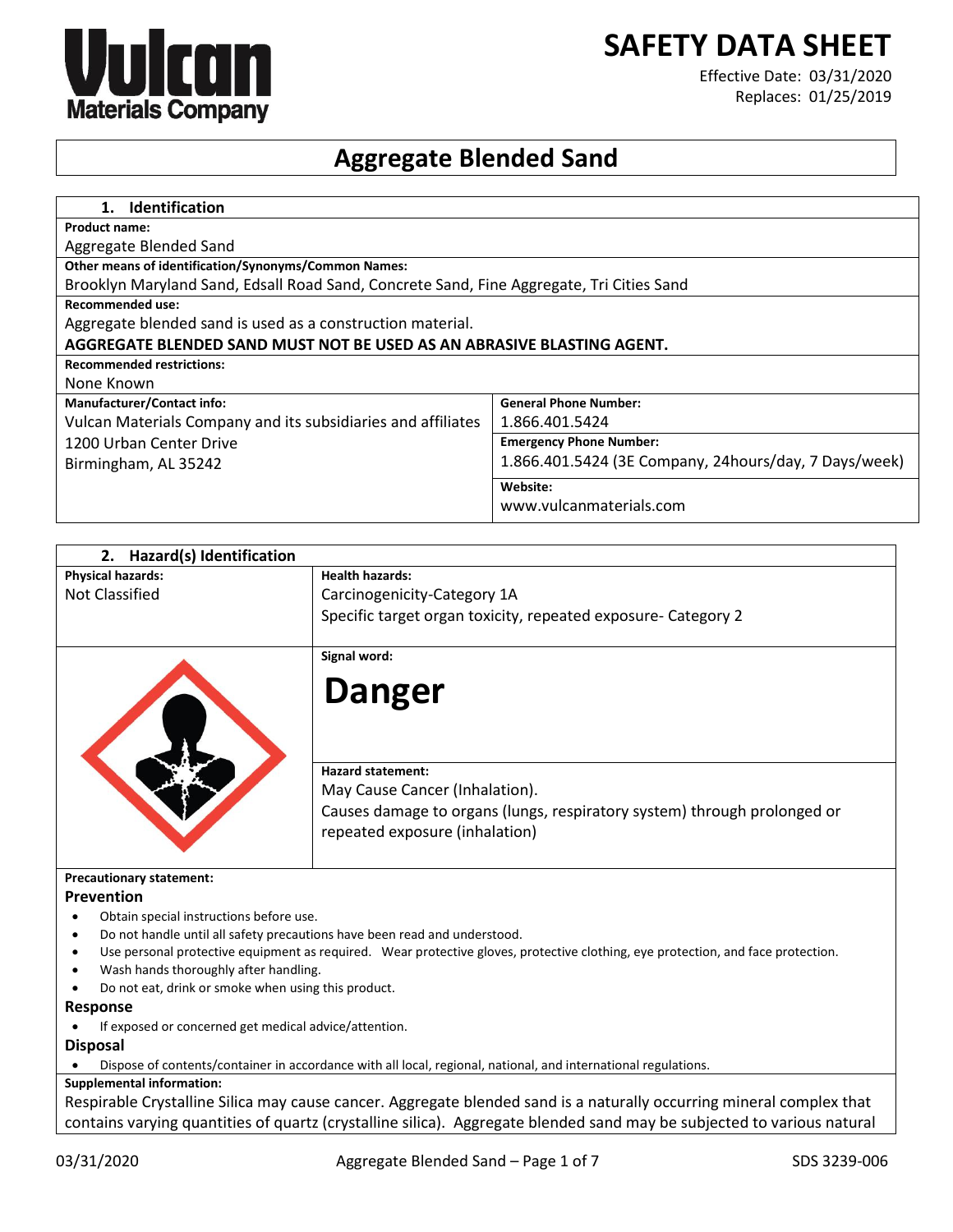# SAFETY DATA SHEET

Effective Date: 03/31/2020
Replaces: 01/25/2019

## Aggregate Blended Sand

### 1. Identification

**Product name:**
Aggregate Blended Sand

**Other means of identification/Synonyms/Common Names:**
Brooklyn Maryland Sand, Edsall Road Sand, Concrete Sand, Fine Aggregate, Tri Cities Sand

**Recommended use:**
Aggregate blended sand is used as a construction material.
**AGGREGATE BLENDED SAND MUST NOT BE USED AS AN ABRASIVE BLASTING AGENT.**

**Recommended restrictions:**
None Known

| **Manufacturer/Contact info:** | **General Phone Number:** |
|---|---|
| Vulcan Materials Company and its subsidiaries and affiliates | 1.866.401.5424 |
| 1200 Urban Center Drive | **Emergency Phone Number:** |
| Birmingham, AL 35242 | 1.866.401.5424 (3E Company, 24hours/day, 7 Days/week) |
| | **Website:** |
| | www.vulcanmaterials.com |

### 2. Hazard(s) Identification

| **Physical hazards:** | **Health hazards:** |
|---|---|
| Not Classified | Carcinogenicity-Category 1A<br>Specific target organ toxicity, repeated exposure- Category 2 |

**Signal word:**

**Danger**

**Hazard statement:**
May Cause Cancer (Inhalation).
Causes damage to organs (lungs, respiratory system) through prolonged or repeated exposure (inhalation)

**Precautionary statement:**

**Prevention**

- Obtain special instructions before use.
- Do not handle until all safety precautions have been read and understood.
- Use personal protective equipment as required. Wear protective gloves, protective clothing, eye protection, and face protection.
- Wash hands thoroughly after handling.
- Do not eat, drink or smoke when using this product.

**Response**

- If exposed or concerned get medical advice/attention.

**Disposal**

- Dispose of contents/container in accordance with all local, regional, national, and international regulations.

**Supplemental information:**
Respirable Crystalline Silica may cause cancer. Aggregate blended sand is a naturally occurring mineral complex that contains varying quantities of quartz (crystalline silica). Aggregate blended sand may be subjected to various natural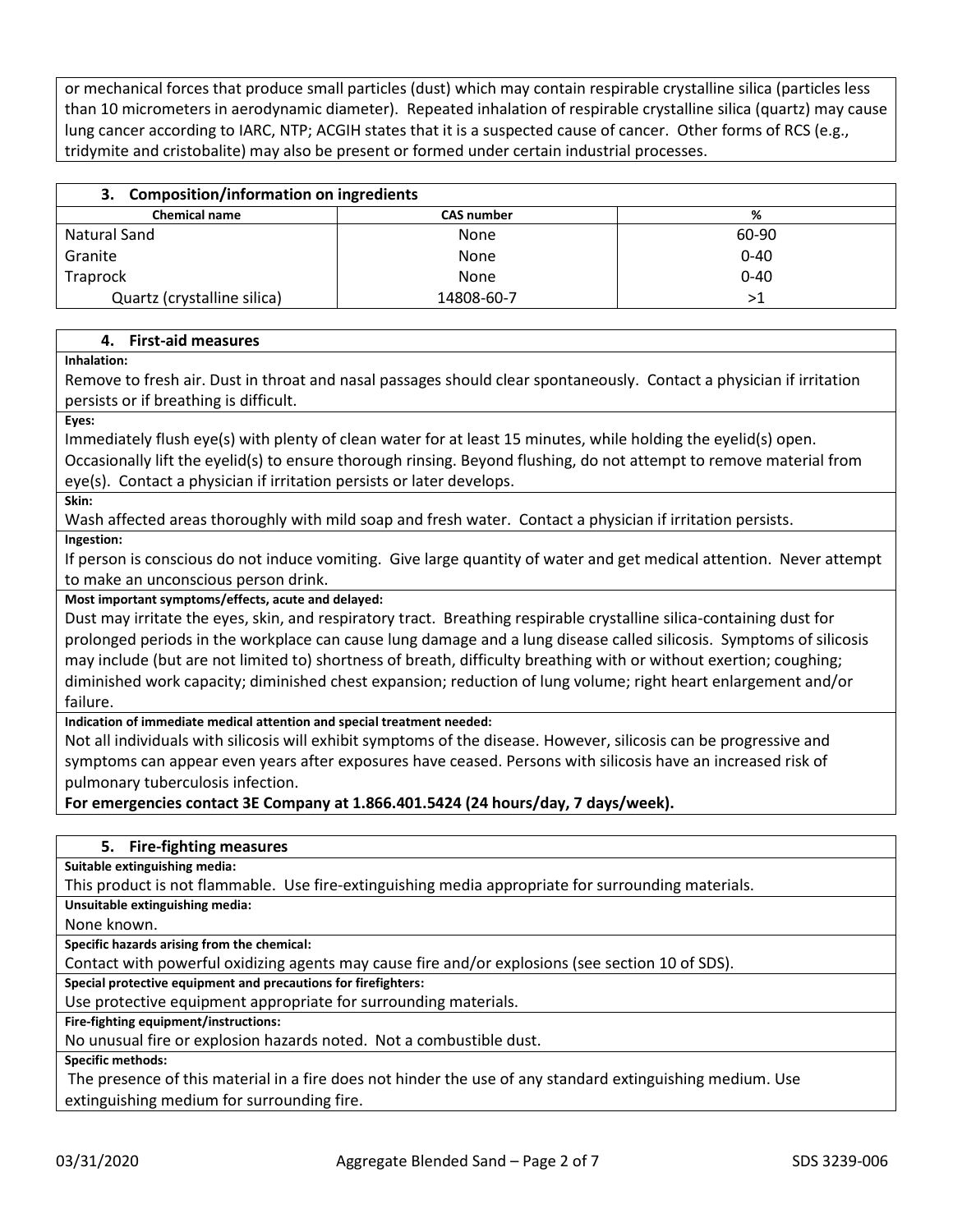or mechanical forces that produce small particles (dust) which may contain respirable crystalline silica (particles less than 10 micrometers in aerodynamic diameter). Repeated inhalation of respirable crystalline silica (quartz) may cause lung cancer according to IARC, NTP; ACGIH states that it is a suspected cause of cancer. Other forms of RCS (e.g., tridymite and cristobalite) may also be present or formed under certain industrial processes.

## 3. Composition/information on ingredients

| Chemical name | CAS number | % |
|---|---|---|
| Natural Sand | None | 60-90 |
| Granite | None | 0-40 |
| Traprock | None | 0-40 |
| Quartz (crystalline silica) | 14808-60-7 | >1 |

## 4. First-aid measures

**Inhalation:**

Remove to fresh air. Dust in throat and nasal passages should clear spontaneously. Contact a physician if irritation persists or if breathing is difficult.

**Eyes:**

Immediately flush eye(s) with plenty of clean water for at least 15 minutes, while holding the eyelid(s) open. Occasionally lift the eyelid(s) to ensure thorough rinsing. Beyond flushing, do not attempt to remove material from eye(s). Contact a physician if irritation persists or later develops.

**Skin:**

Wash affected areas thoroughly with mild soap and fresh water. Contact a physician if irritation persists.

**Ingestion:**

If person is conscious do not induce vomiting. Give large quantity of water and get medical attention. Never attempt to make an unconscious person drink.

**Most important symptoms/effects, acute and delayed:**

Dust may irritate the eyes, skin, and respiratory tract. Breathing respirable crystalline silica-containing dust for prolonged periods in the workplace can cause lung damage and a lung disease called silicosis. Symptoms of silicosis may include (but are not limited to) shortness of breath, difficulty breathing with or without exertion; coughing; diminished work capacity; diminished chest expansion; reduction of lung volume; right heart enlargement and/or failure.

**Indication of immediate medical attention and special treatment needed:**

Not all individuals with silicosis will exhibit symptoms of the disease. However, silicosis can be progressive and symptoms can appear even years after exposures have ceased. Persons with silicosis have an increased risk of pulmonary tuberculosis infection.

**For emergencies contact 3E Company at 1.866.401.5424 (24 hours/day, 7 days/week).**

## 5. Fire-fighting measures

**Suitable extinguishing media:**

This product is not flammable. Use fire-extinguishing media appropriate for surrounding materials.

**Unsuitable extinguishing media:**

None known.

**Specific hazards arising from the chemical:**

Contact with powerful oxidizing agents may cause fire and/or explosions (see section 10 of SDS).

**Special protective equipment and precautions for firefighters:**

Use protective equipment appropriate for surrounding materials.

**Fire-fighting equipment/instructions:**

No unusual fire or explosion hazards noted. Not a combustible dust.

**Specific methods:**

The presence of this material in a fire does not hinder the use of any standard extinguishing medium. Use extinguishing medium for surrounding fire.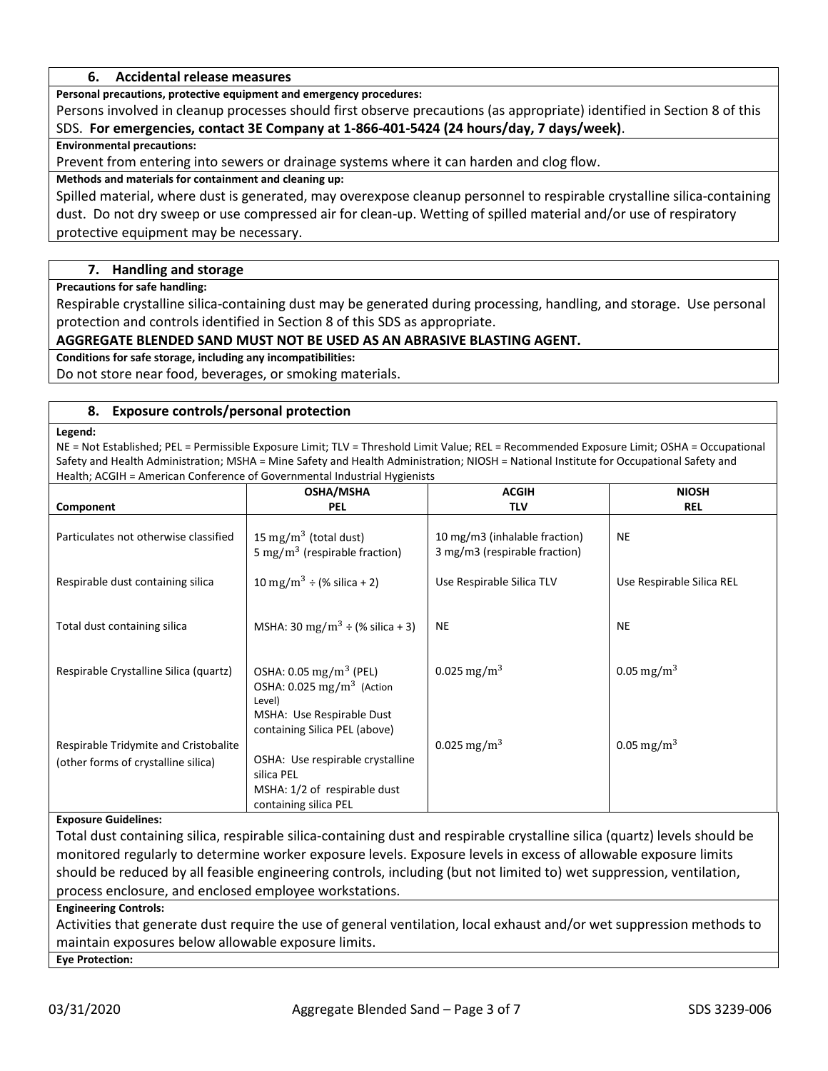## 6. Accidental release measures

**Personal precautions, protective equipment and emergency procedures:**

Persons involved in cleanup processes should first observe precautions (as appropriate) identified in Section 8 of this SDS. **For emergencies, contact 3E Company at 1-866-401-5424 (24 hours/day, 7 days/week)**.

**Environmental precautions:**

Prevent from entering into sewers or drainage systems where it can harden and clog flow.

**Methods and materials for containment and cleaning up:**

Spilled material, where dust is generated, may overexpose cleanup personnel to respirable crystalline silica-containing dust. Do not dry sweep or use compressed air for clean-up. Wetting of spilled material and/or use of respiratory protective equipment may be necessary.

## 7. Handling and storage

**Precautions for safe handling:**

Respirable crystalline silica-containing dust may be generated during processing, handling, and storage. Use personal protection and controls identified in Section 8 of this SDS as appropriate.

**AGGREGATE BLENDED SAND MUST NOT BE USED AS AN ABRASIVE BLASTING AGENT.**

**Conditions for safe storage, including any incompatibilities:**

Do not store near food, beverages, or smoking materials.

## 8. Exposure controls/personal protection

**Legend:**

NE = Not Established; PEL = Permissible Exposure Limit; TLV = Threshold Limit Value; REL = Recommended Exposure Limit; OSHA = Occupational Safety and Health Administration; MSHA = Mine Safety and Health Administration; NIOSH = National Institute for Occupational Safety and Health; ACGIH = American Conference of Governmental Industrial Hygienists

| Component | OSHA/MSHA PEL | ACGIH TLV | NIOSH REL |
|---|---|---|---|
| Particulates not otherwise classified | $15\ mg/m^3$ (total dust)<br>$5\ mg/m^3$ (respirable fraction) | 10 mg/m3 (inhalable fraction)<br>3 mg/m3 (respirable fraction) | NE |
| Respirable dust containing silica | $10\ mg/m^3$ ÷ (% silica + 2) | Use Respirable Silica TLV | Use Respirable Silica REL |
| Total dust containing silica | MSHA: $30\ mg/m^3$ ÷ (% silica + 3) | NE | NE |
| Respirable Crystalline Silica (quartz) | OSHA: $0.05\ mg/m^3$ (PEL)<br>OSHA: $0.025\ mg/m^3$ (Action Level)<br>MSHA: Use Respirable Dust containing Silica PEL (above) | $0.025\ mg/m^3$ | $0.05\ mg/m^3$ |
| Respirable Tridymite and Cristobalite (other forms of crystalline silica) | OSHA: Use respirable crystalline silica PEL<br>MSHA: 1/2 of respirable dust containing silica PEL | $0.025\ mg/m^3$ | $0.05\ mg/m^3$ |

**Exposure Guidelines:**

Total dust containing silica, respirable silica-containing dust and respirable crystalline silica (quartz) levels should be monitored regularly to determine worker exposure levels. Exposure levels in excess of allowable exposure limits should be reduced by all feasible engineering controls, including (but not limited to) wet suppression, ventilation, process enclosure, and enclosed employee workstations.

**Engineering Controls:**

Activities that generate dust require the use of general ventilation, local exhaust and/or wet suppression methods to maintain exposures below allowable exposure limits.

**Eye Protection:**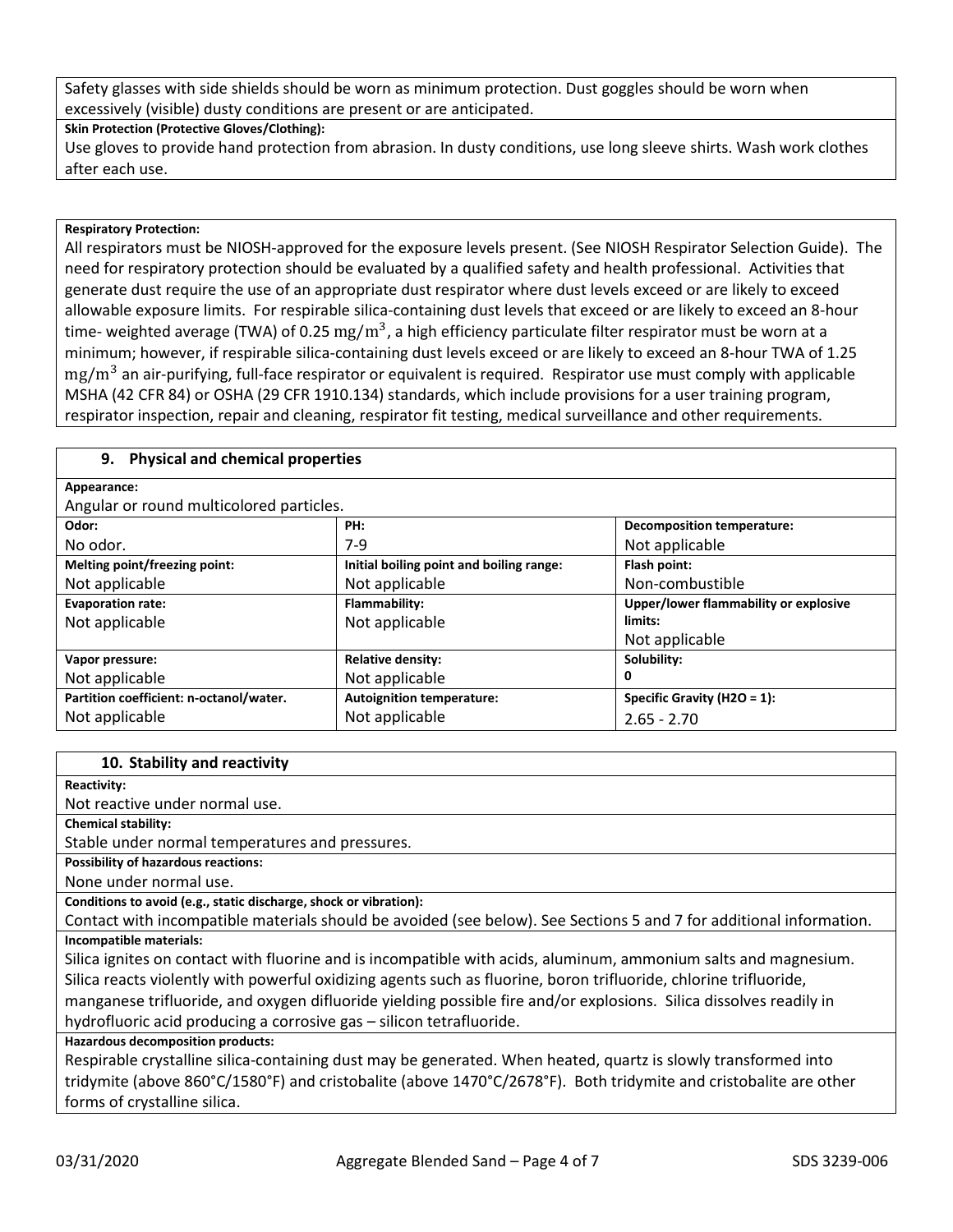Safety glasses with side shields should be worn as minimum protection. Dust goggles should be worn when excessively (visible) dusty conditions are present or are anticipated.

**Skin Protection (Protective Gloves/Clothing):**

Use gloves to provide hand protection from abrasion. In dusty conditions, use long sleeve shirts. Wash work clothes after each use.

**Respiratory Protection:**

All respirators must be NIOSH-approved for the exposure levels present. (See NIOSH Respirator Selection Guide). The need for respiratory protection should be evaluated by a qualified safety and health professional. Activities that generate dust require the use of an appropriate dust respirator where dust levels exceed or are likely to exceed allowable exposure limits. For respirable silica-containing dust levels that exceed or are likely to exceed an 8-hour time- weighted average (TWA) of 0.25 $mg/m^3$, a high efficiency particulate filter respirator must be worn at a minimum; however, if respirable silica-containing dust levels exceed or are likely to exceed an 8-hour TWA of 1.25 $mg/m^3$ an air-purifying, full-face respirator or equivalent is required. Respirator use must comply with applicable MSHA (42 CFR 84) or OSHA (29 CFR 1910.134) standards, which include provisions for a user training program, respirator inspection, repair and cleaning, respirator fit testing, medical surveillance and other requirements.

## 9. Physical and chemical properties

**Appearance:**

Angular or round multicolored particles.

| | | |
|---|---|---|
| **Odor:** No odor. | **PH:** 7-9 | **Decomposition temperature:** Not applicable |
| **Melting point/freezing point:** Not applicable | **Initial boiling point and boiling range:** Not applicable | **Flash point:** Non-combustible |
| **Evaporation rate:** Not applicable | **Flammability:** Not applicable | **Upper/lower flammability or explosive limits:** Not applicable |
| **Vapor pressure:** Not applicable | **Relative density:** Not applicable | **Solubility:** 0 |
| **Partition coefficient: n-octanol/water.** Not applicable | **Autoignition temperature:** Not applicable | **Specific Gravity (H2O = 1):** 2.65 - 2.70 |

## 10. Stability and reactivity

**Reactivity:**

Not reactive under normal use.

**Chemical stability:**

Stable under normal temperatures and pressures.

**Possibility of hazardous reactions:**

None under normal use.

**Conditions to avoid (e.g., static discharge, shock or vibration):**

Contact with incompatible materials should be avoided (see below). See Sections 5 and 7 for additional information.

**Incompatible materials:**

Silica ignites on contact with fluorine and is incompatible with acids, aluminum, ammonium salts and magnesium. Silica reacts violently with powerful oxidizing agents such as fluorine, boron trifluoride, chlorine trifluoride, manganese trifluoride, and oxygen difluoride yielding possible fire and/or explosions. Silica dissolves readily in hydrofluoric acid producing a corrosive gas – silicon tetrafluoride.

**Hazardous decomposition products:**

Respirable crystalline silica-containing dust may be generated. When heated, quartz is slowly transformed into tridymite (above 860°C/1580°F) and cristobalite (above 1470°C/2678°F). Both tridymite and cristobalite are other forms of crystalline silica.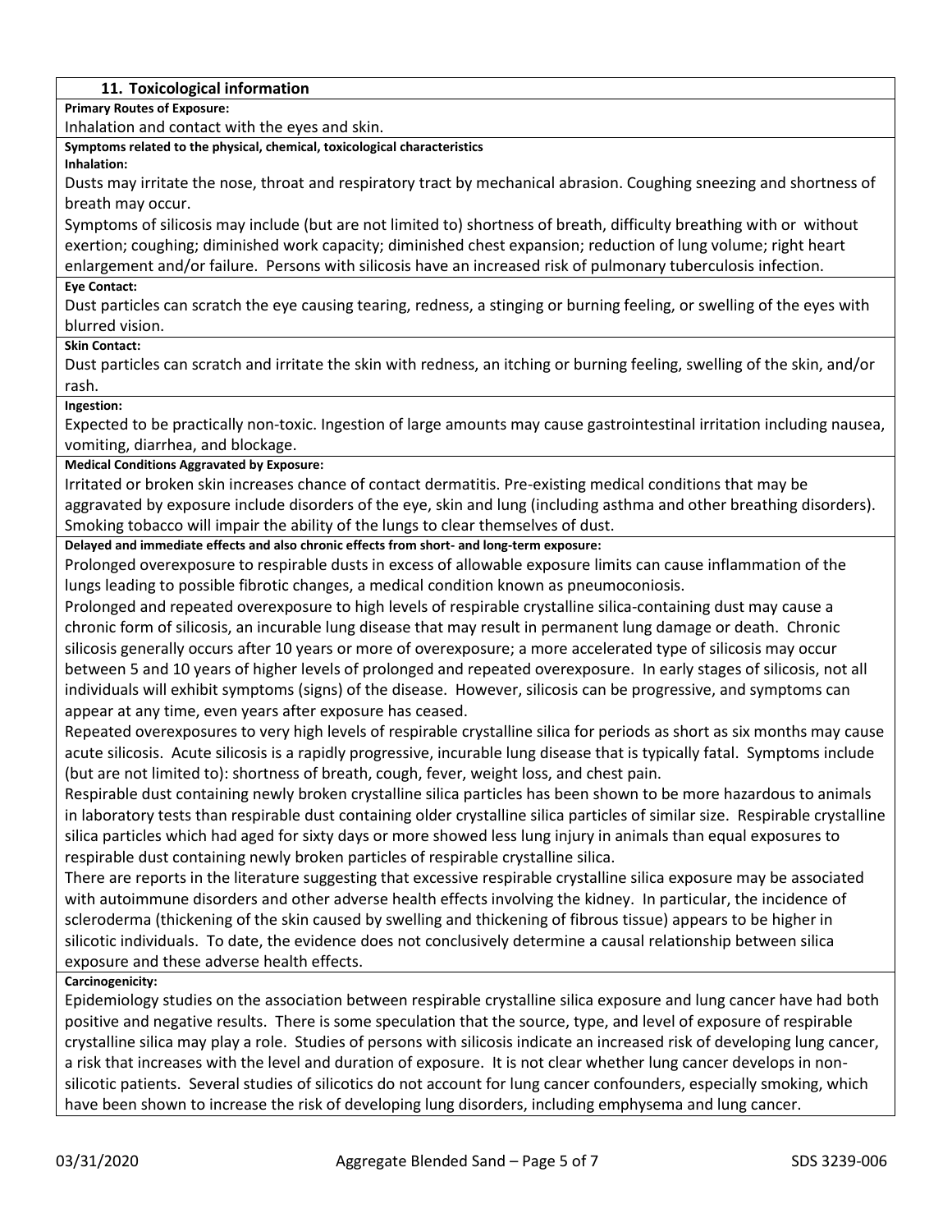## 11. Toxicological information

**Primary Routes of Exposure:**

Inhalation and contact with the eyes and skin.

**Symptoms related to the physical, chemical, toxicological characteristics**

**Inhalation:**

Dusts may irritate the nose, throat and respiratory tract by mechanical abrasion. Coughing sneezing and shortness of breath may occur.

Symptoms of silicosis may include (but are not limited to) shortness of breath, difficulty breathing with or without exertion; coughing; diminished work capacity; diminished chest expansion; reduction of lung volume; right heart enlargement and/or failure. Persons with silicosis have an increased risk of pulmonary tuberculosis infection.

**Eye Contact:**

Dust particles can scratch the eye causing tearing, redness, a stinging or burning feeling, or swelling of the eyes with blurred vision.

**Skin Contact:**

Dust particles can scratch and irritate the skin with redness, an itching or burning feeling, swelling of the skin, and/or rash.

**Ingestion:**

Expected to be practically non-toxic. Ingestion of large amounts may cause gastrointestinal irritation including nausea, vomiting, diarrhea, and blockage.

**Medical Conditions Aggravated by Exposure:**

Irritated or broken skin increases chance of contact dermatitis. Pre-existing medical conditions that may be aggravated by exposure include disorders of the eye, skin and lung (including asthma and other breathing disorders). Smoking tobacco will impair the ability of the lungs to clear themselves of dust.

**Delayed and immediate effects and also chronic effects from short- and long-term exposure:**

Prolonged overexposure to respirable dusts in excess of allowable exposure limits can cause inflammation of the lungs leading to possible fibrotic changes, a medical condition known as pneumoconiosis.

Prolonged and repeated overexposure to high levels of respirable crystalline silica-containing dust may cause a chronic form of silicosis, an incurable lung disease that may result in permanent lung damage or death. Chronic silicosis generally occurs after 10 years or more of overexposure; a more accelerated type of silicosis may occur between 5 and 10 years of higher levels of prolonged and repeated overexposure. In early stages of silicosis, not all individuals will exhibit symptoms (signs) of the disease. However, silicosis can be progressive, and symptoms can appear at any time, even years after exposure has ceased.

Repeated overexposures to very high levels of respirable crystalline silica for periods as short as six months may cause acute silicosis. Acute silicosis is a rapidly progressive, incurable lung disease that is typically fatal. Symptoms include (but are not limited to): shortness of breath, cough, fever, weight loss, and chest pain.

Respirable dust containing newly broken crystalline silica particles has been shown to be more hazardous to animals in laboratory tests than respirable dust containing older crystalline silica particles of similar size. Respirable crystalline silica particles which had aged for sixty days or more showed less lung injury in animals than equal exposures to respirable dust containing newly broken particles of respirable crystalline silica.

There are reports in the literature suggesting that excessive respirable crystalline silica exposure may be associated with autoimmune disorders and other adverse health effects involving the kidney. In particular, the incidence of scleroderma (thickening of the skin caused by swelling and thickening of fibrous tissue) appears to be higher in silicotic individuals. To date, the evidence does not conclusively determine a causal relationship between silica exposure and these adverse health effects.

**Carcinogenicity:**

Epidemiology studies on the association between respirable crystalline silica exposure and lung cancer have had both positive and negative results. There is some speculation that the source, type, and level of exposure of respirable crystalline silica may play a role. Studies of persons with silicosis indicate an increased risk of developing lung cancer, a risk that increases with the level and duration of exposure. It is not clear whether lung cancer develops in non-silicotic patients. Several studies of silicotics do not account for lung cancer confounders, especially smoking, which have been shown to increase the risk of developing lung disorders, including emphysema and lung cancer.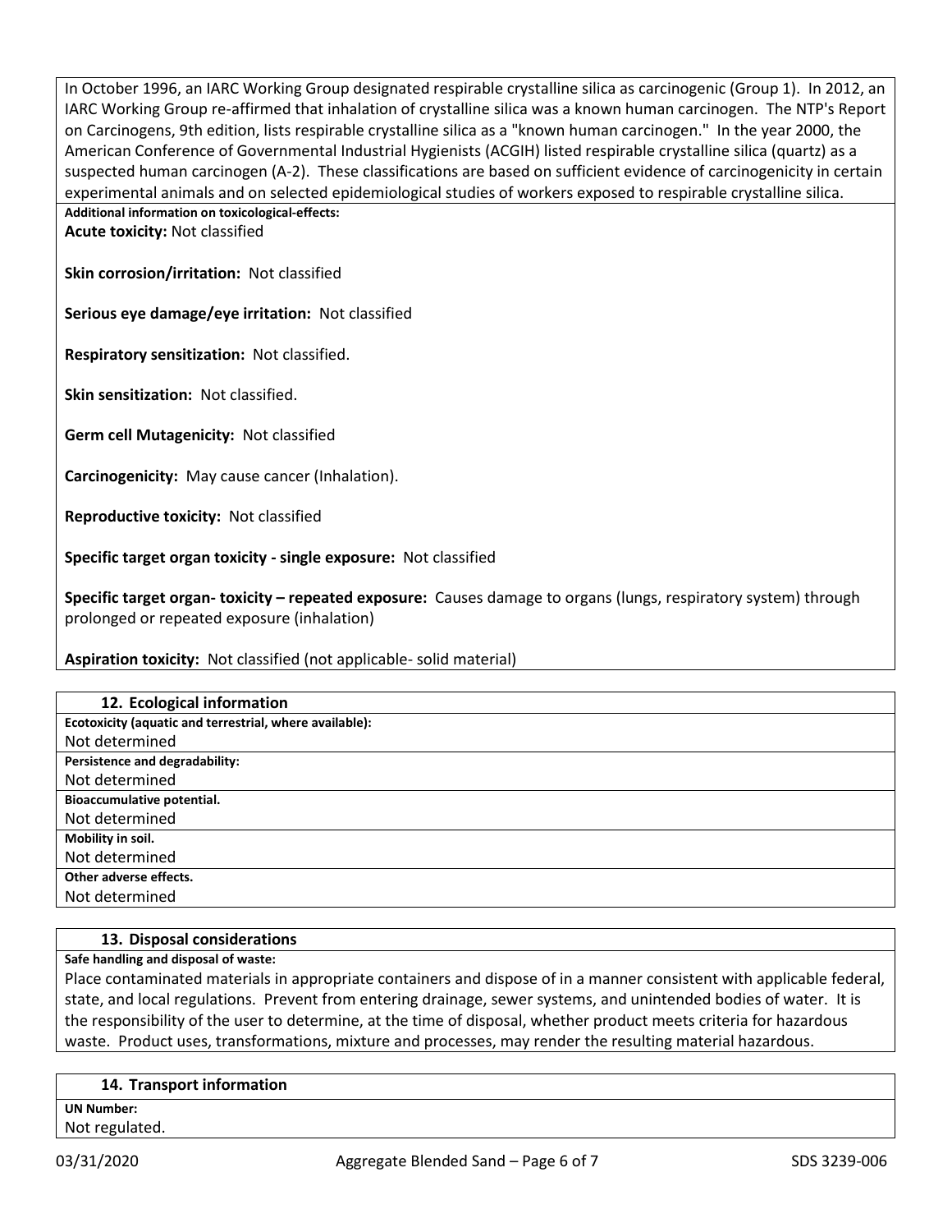In October 1996, an IARC Working Group designated respirable crystalline silica as carcinogenic (Group 1). In 2012, an IARC Working Group re-affirmed that inhalation of crystalline silica was a known human carcinogen. The NTP's Report on Carcinogens, 9th edition, lists respirable crystalline silica as a "known human carcinogen." In the year 2000, the American Conference of Governmental Industrial Hygienists (ACGIH) listed respirable crystalline silica (quartz) as a suspected human carcinogen (A-2). These classifications are based on sufficient evidence of carcinogenicity in certain experimental animals and on selected epidemiological studies of workers exposed to respirable crystalline silica.

**Additional information on toxicological-effects:**

**Acute toxicity:** Not classified

**Skin corrosion/irritation:** Not classified

**Serious eye damage/eye irritation:** Not classified

**Respiratory sensitization:** Not classified.

**Skin sensitization:** Not classified.

**Germ cell Mutagenicity:** Not classified

**Carcinogenicity:** May cause cancer (Inhalation).

**Reproductive toxicity:** Not classified

**Specific target organ toxicity - single exposure:** Not classified

**Specific target organ- toxicity – repeated exposure:** Causes damage to organs (lungs, respiratory system) through prolonged or repeated exposure (inhalation)

**Aspiration toxicity:** Not classified (not applicable- solid material)

## 12. Ecological information

**Ecotoxicity (aquatic and terrestrial, where available):**
Not determined

**Persistence and degradability:**
Not determined

**Bioaccumulative potential.**
Not determined

**Mobility in soil.**
Not determined

**Other adverse effects.**
Not determined

## 13. Disposal considerations

**Safe handling and disposal of waste:**
Place contaminated materials in appropriate containers and dispose of in a manner consistent with applicable federal, state, and local regulations. Prevent from entering drainage, sewer systems, and unintended bodies of water. It is the responsibility of the user to determine, at the time of disposal, whether product meets criteria for hazardous waste. Product uses, transformations, mixture and processes, may render the resulting material hazardous.

## 14. Transport information

**UN Number:**
Not regulated.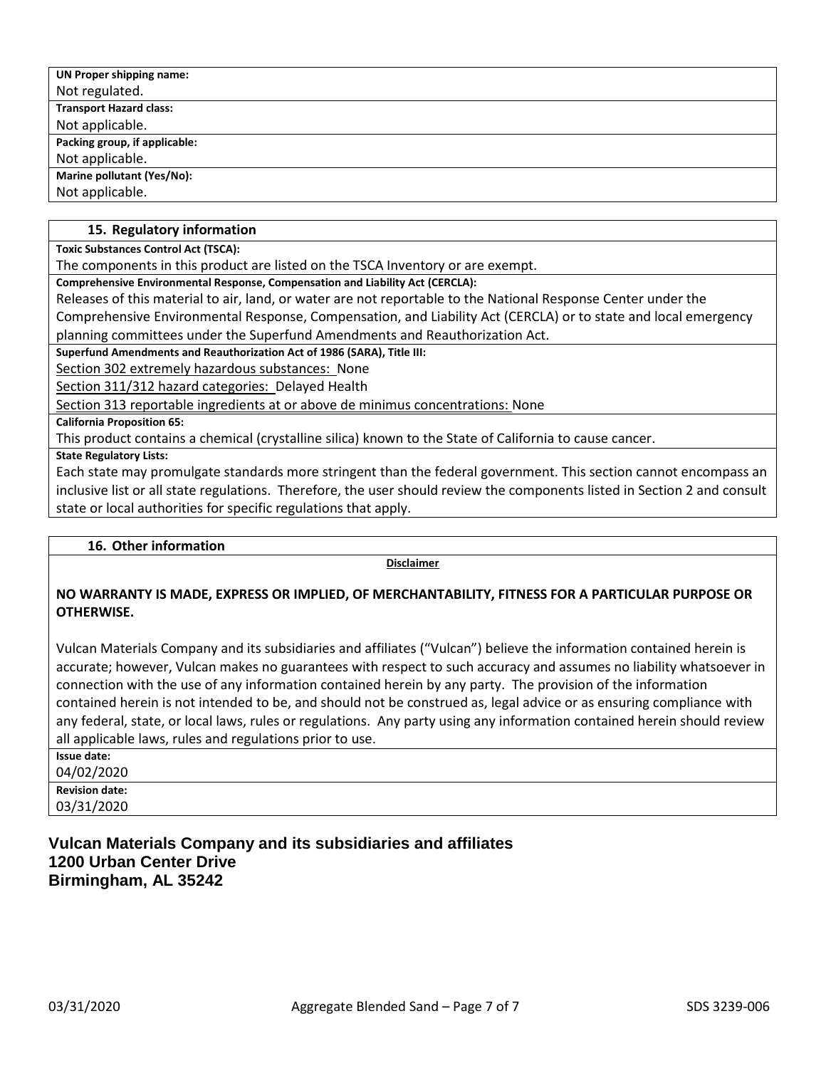**UN Proper shipping name:**

Not regulated.

**Transport Hazard class:**

Not applicable.

**Packing group, if applicable:**

Not applicable.

**Marine pollutant (Yes/No):**

Not applicable.

## 15. Regulatory information

**Toxic Substances Control Act (TSCA):**

The components in this product are listed on the TSCA Inventory or are exempt.

**Comprehensive Environmental Response, Compensation and Liability Act (CERCLA):**

Releases of this material to air, land, or water are not reportable to the National Response Center under the Comprehensive Environmental Response, Compensation, and Liability Act (CERCLA) or to state and local emergency planning committees under the Superfund Amendments and Reauthorization Act.

**Superfund Amendments and Reauthorization Act of 1986 (SARA), Title III:**

Section 302 extremely hazardous substances: None

Section 311/312 hazard categories: Delayed Health

Section 313 reportable ingredients at or above de minimus concentrations: None

**California Proposition 65:**

This product contains a chemical (crystalline silica) known to the State of California to cause cancer.

**State Regulatory Lists:**

Each state may promulgate standards more stringent than the federal government. This section cannot encompass an inclusive list or all state regulations. Therefore, the user should review the components listed in Section 2 and consult state or local authorities for specific regulations that apply.

## 16. Other information

**Disclaimer**

**NO WARRANTY IS MADE, EXPRESS OR IMPLIED, OF MERCHANTABILITY, FITNESS FOR A PARTICULAR PURPOSE OR OTHERWISE.**

Vulcan Materials Company and its subsidiaries and affiliates ("Vulcan") believe the information contained herein is accurate; however, Vulcan makes no guarantees with respect to such accuracy and assumes no liability whatsoever in connection with the use of any information contained herein by any party. The provision of the information contained herein is not intended to be, and should not be construed as, legal advice or as ensuring compliance with any federal, state, or local laws, rules or regulations. Any party using any information contained herein should review all applicable laws, rules and regulations prior to use.

**Issue date:**

04/02/2020

**Revision date:**

03/31/2020

**Vulcan Materials Company and its subsidiaries and affiliates**
**1200 Urban Center Drive**
**Birmingham, AL 35242**